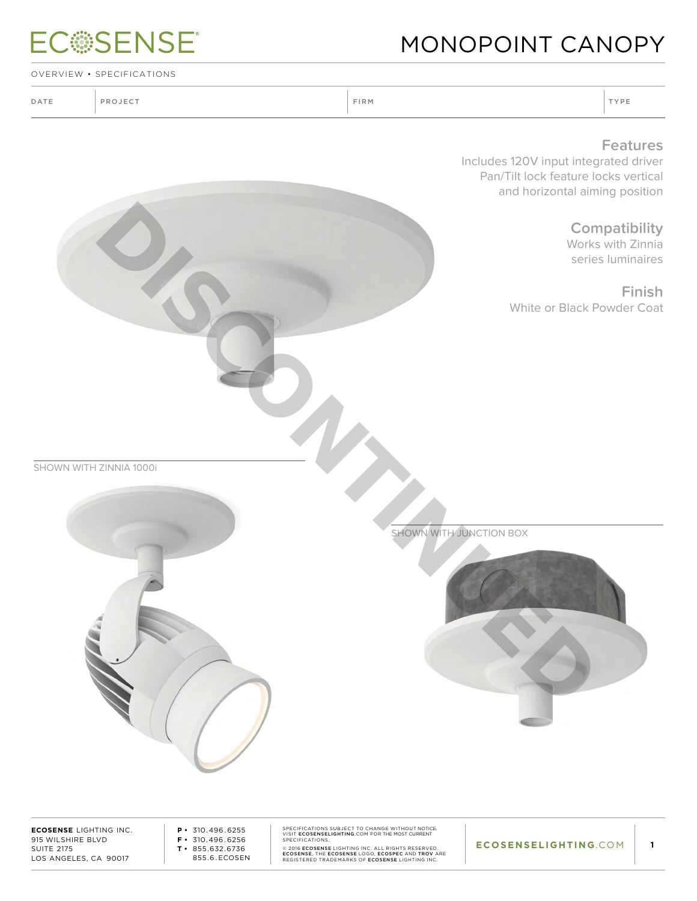# MONOPOINT CANOPY

OVERVIEW • SPECIFICATIONS

| DATE | PROJECT | FIRM | TYPE |
|---|---|---|---|

DISCONTINUED

## Features

Includes 120V input integrated driver
Pan/Tilt lock feature locks vertical and horizontal aiming position

## Compatibility

Works with Zinnia series luminaires

## Finish

White or Black Powder Coat

SHOWN WITH ZINNIA 1000i

SHOWN WITH JUNCTION BOX

**ECOSENSE** LIGHTING INC.
915 WILSHIRE BLVD
SUITE 2175
LOS ANGELES, CA 90017

**P** • 310.496.6255
**F** • 310.496.6256
**T** • 855.632.6736
855.6.ECOSEN

SPECIFICATIONS SUBJECT TO CHANGE WITHOUT NOTICE. VISIT **ECOSENSELIGHTING**.COM FOR THE MOST CURRENT SPECIFICATIONS.

© 2016 **ECOSENSE** LIGHTING INC. ALL RIGHTS RESERVED. **ECOSENSE**, THE **ECOSENSE** LOGO, **ECOSPEC** AND **TROV** ARE REGISTERED TRADEMARKS OF **ECOSENSE** LIGHTING INC.

**ECOSENSELIGHTING**.COM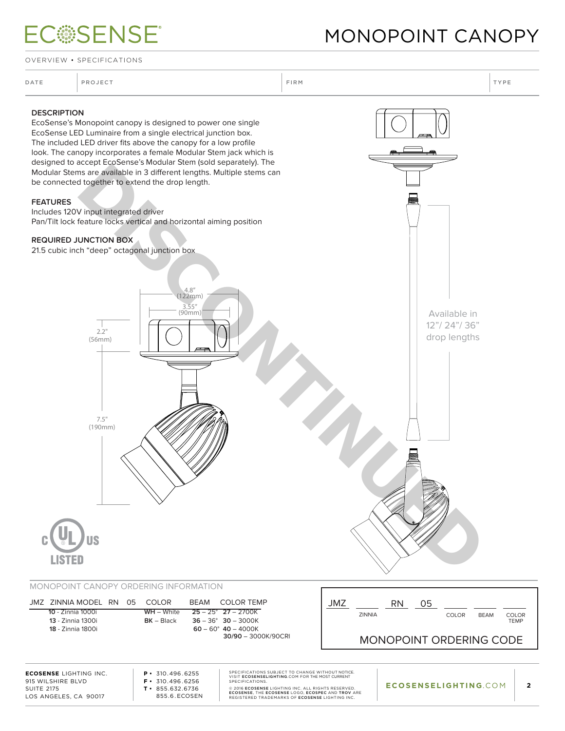# MONOPOINT CANOPY

OVERVIEW • SPECIFICATIONS

| DATE | PROJECT | FIRM | TYPE |
|---|---|---|---|
| | | | |

DISCONTINUED

### DESCRIPTION

EcoSense's Monopoint canopy is designed to power one single EcoSense LED Luminaire from a single electrical junction box. The included LED driver fits above the canopy for a low profile look. The canopy incorporates a female Modular Stem jack which is designed to accept EcoSense's Modular Stem (sold separately). The Modular Stems are available in 3 different lengths. Multiple stems can be connected together to extend the drop length.

### FEATURES

Includes 120V input integrated driver
Pan/Tilt lock feature locks vertical and horizontal aiming position

### REQUIRED JUNCTION BOX

21.5 cubic inch "deep" octagonal junction box

4.8" (122mm)
3.55" (90mm)
2.2" (56mm)
7.5" (190mm)

Available in 12"/ 24"/ 36" drop lengths

c UL US LISTED

## MONOPOINT CANOPY ORDERING INFORMATION

| JMZ | ZINNIA MODEL | RN | 05 | COLOR | BEAM | COLOR TEMP |
|---|---|---|---|---|---|---|
| | **10** - Zinnia 1000i | | | **WH** – White | **25** – 25° | **27** – 2700K |
| | **13** - Zinnia 1300i | | | **BK** – Black | **36** – 36° | **30** – 3000K |
| | **18** - Zinnia 1800i | | | | **60** – 60° | **40** – 4000K |
| | | | | | | **30/90** – 3000K/90CRI |

| JMZ | ZINNIA | RN | 05 | COLOR | BEAM | COLOR TEMP |
|---|---|---|---|---|---|---|

MONOPOINT ORDERING CODE

**ECOSENSE** LIGHTING INC.
915 WILSHIRE BLVD
SUITE 2175
LOS ANGELES, CA 90017

**P** • 310.496.6255
**F** • 310.496.6256
**T** • 855.632.6736
855.6.ECOSEN

SPECIFICATIONS SUBJECT TO CHANGE WITHOUT NOTICE. VISIT **ECOSENSELIGHTING**.COM FOR THE MOST CURRENT SPECIFICATIONS.

© 2016 **ECOSENSE** LIGHTING INC. ALL RIGHTS RESERVED. **ECOSENSE**, THE **ECOSENSE** LOGO, **ECOSPEC** AND **TROV** ARE REGISTERED TRADEMARKS OF **ECOSENSE** LIGHTING INC.

**ECOSENSELIGHTING**.COM